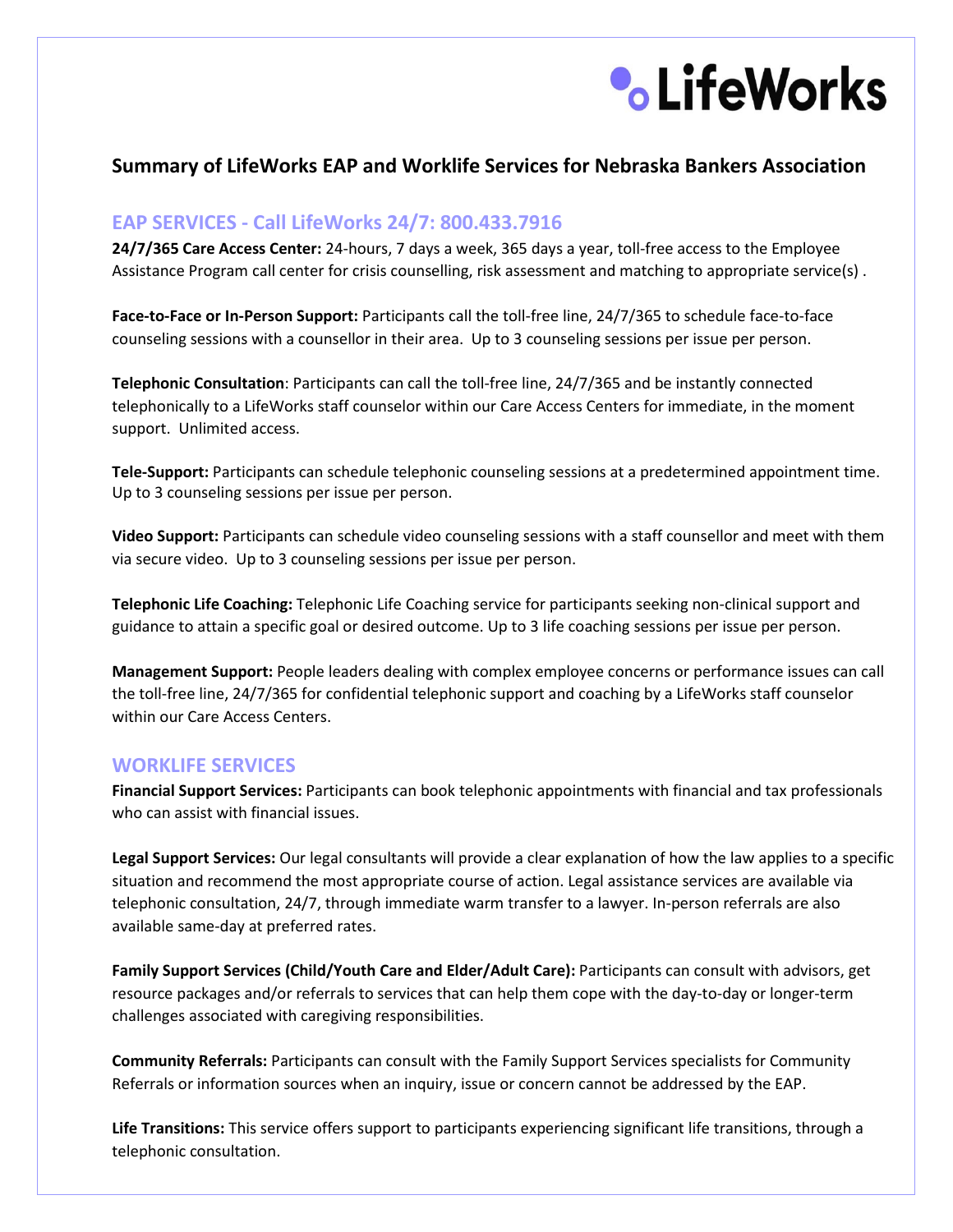# Summary of LifeWorks EAP and Worklife Services for Nebraska Bankers Association

## EAP SERVICES - Call LifeWorks 24/7: 800.433.7916

**24/7/365 Care Access Center:** 24-hours, 7 days a week, 365 days a year, toll-free access to the Employee Assistance Program call center for crisis counselling, risk assessment and matching to appropriate service(s) .

**Face-to-Face or In-Person Support:** Participants call the toll-free line, 24/7/365 to schedule face-to-face counseling sessions with a counsellor in their area. Up to 3 counseling sessions per issue per person.

**Telephonic Consultation**: Participants can call the toll-free line, 24/7/365 and be instantly connected telephonically to a LifeWorks staff counselor within our Care Access Centers for immediate, in the moment support. Unlimited access.

**Tele-Support:** Participants can schedule telephonic counseling sessions at a predetermined appointment time. Up to 3 counseling sessions per issue per person.

**Video Support:** Participants can schedule video counseling sessions with a staff counsellor and meet with them via secure video. Up to 3 counseling sessions per issue per person.

**Telephonic Life Coaching:** Telephonic Life Coaching service for participants seeking non-clinical support and guidance to attain a specific goal or desired outcome. Up to 3 life coaching sessions per issue per person.

**Management Support:** People leaders dealing with complex employee concerns or performance issues can call the toll-free line, 24/7/365 for confidential telephonic support and coaching by a LifeWorks staff counselor within our Care Access Centers.

## WORKLIFE SERVICES

**Financial Support Services:** Participants can book telephonic appointments with financial and tax professionals who can assist with financial issues.

**Legal Support Services:** Our legal consultants will provide a clear explanation of how the law applies to a specific situation and recommend the most appropriate course of action. Legal assistance services are available via telephonic consultation, 24/7, through immediate warm transfer to a lawyer. In-person referrals are also available same-day at preferred rates.

**Family Support Services (Child/Youth Care and Elder/Adult Care):** Participants can consult with advisors, get resource packages and/or referrals to services that can help them cope with the day-to-day or longer-term challenges associated with caregiving responsibilities.

**Community Referrals:** Participants can consult with the Family Support Services specialists for Community Referrals or information sources when an inquiry, issue or concern cannot be addressed by the EAP.

**Life Transitions:** This service offers support to participants experiencing significant life transitions, through a telephonic consultation.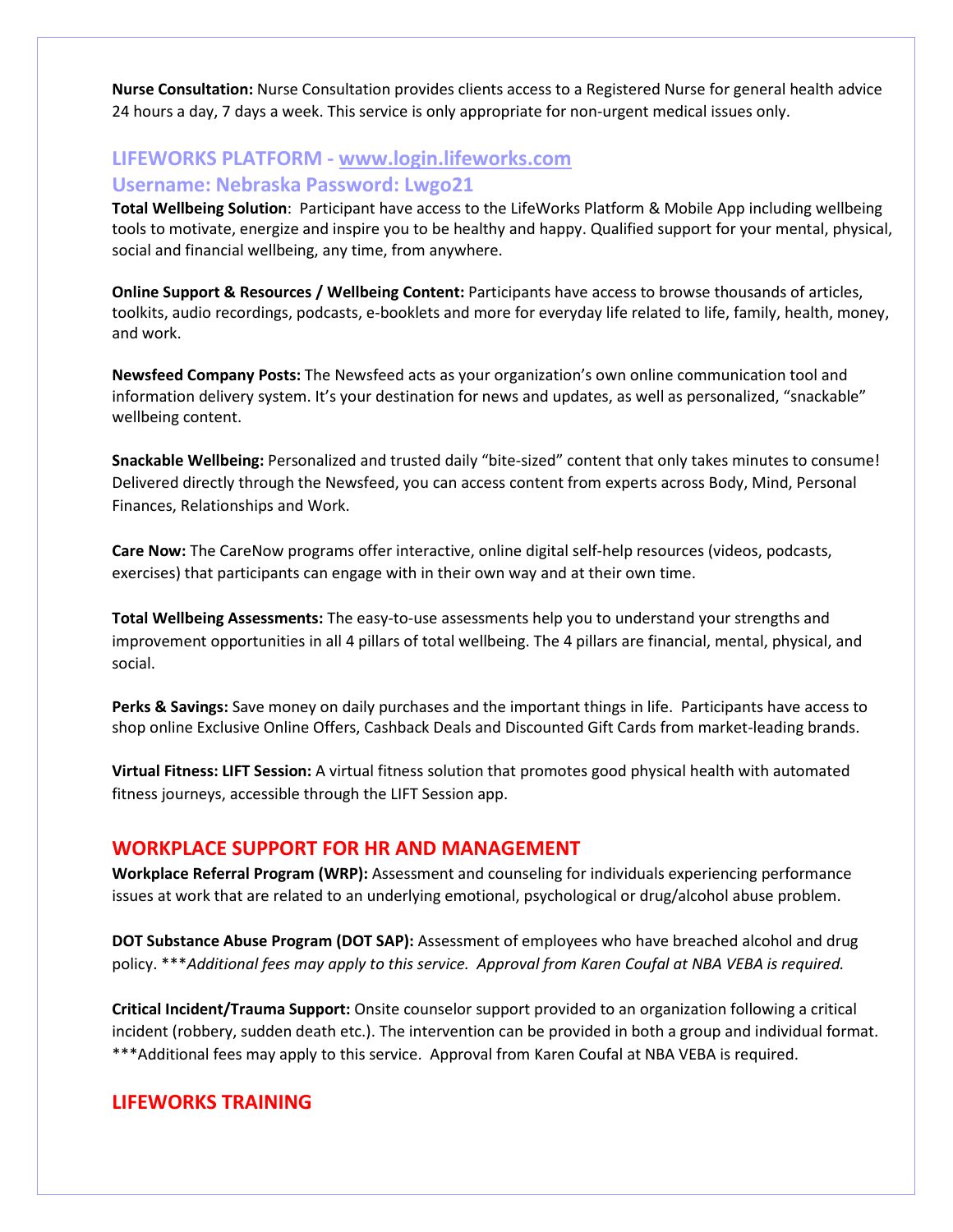**Nurse Consultation:** Nurse Consultation provides clients access to a Registered Nurse for general health advice 24 hours a day, 7 days a week. This service is only appropriate for non-urgent medical issues only.

## LIFEWORKS PLATFORM - www.login.lifeworks.com

## Username: Nebraska Password: Lwgo21

**Total Wellbeing Solution**: Participant have access to the LifeWorks Platform & Mobile App including wellbeing tools to motivate, energize and inspire you to be healthy and happy. Qualified support for your mental, physical, social and financial wellbeing, any time, from anywhere.

**Online Support & Resources / Wellbeing Content:** Participants have access to browse thousands of articles, toolkits, audio recordings, podcasts, e-booklets and more for everyday life related to life, family, health, money, and work.

**Newsfeed Company Posts:** The Newsfeed acts as your organization's own online communication tool and information delivery system. It's your destination for news and updates, as well as personalized, "snackable" wellbeing content.

**Snackable Wellbeing:** Personalized and trusted daily "bite-sized" content that only takes minutes to consume! Delivered directly through the Newsfeed, you can access content from experts across Body, Mind, Personal Finances, Relationships and Work.

**Care Now:** The CareNow programs offer interactive, online digital self-help resources (videos, podcasts, exercises) that participants can engage with in their own way and at their own time.

**Total Wellbeing Assessments:** The easy-to-use assessments help you to understand your strengths and improvement opportunities in all 4 pillars of total wellbeing. The 4 pillars are financial, mental, physical, and social.

**Perks & Savings:** Save money on daily purchases and the important things in life. Participants have access to shop online Exclusive Online Offers, Cashback Deals and Discounted Gift Cards from market-leading brands.

**Virtual Fitness: LIFT Session:** A virtual fitness solution that promotes good physical health with automated fitness journeys, accessible through the LIFT Session app.

## WORKPLACE SUPPORT FOR HR AND MANAGEMENT

**Workplace Referral Program (WRP):** Assessment and counseling for individuals experiencing performance issues at work that are related to an underlying emotional, psychological or drug/alcohol abuse problem.

**DOT Substance Abuse Program (DOT SAP):** Assessment of employees who have breached alcohol and drug policy. \*\*\**Additional fees may apply to this service. Approval from Karen Coufal at NBA VEBA is required.*

**Critical Incident/Trauma Support:** Onsite counselor support provided to an organization following a critical incident (robbery, sudden death etc.). The intervention can be provided in both a group and individual format. \*\*\*Additional fees may apply to this service. Approval from Karen Coufal at NBA VEBA is required.

## LIFEWORKS TRAINING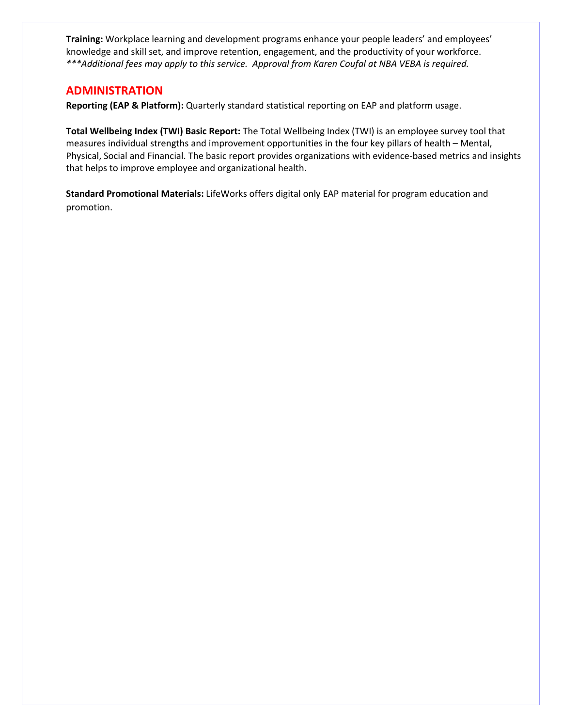**Training:** Workplace learning and development programs enhance your people leaders' and employees' knowledge and skill set, and improve retention, engagement, and the productivity of your workforce.
****Additional fees may apply to this service. Approval from Karen Coufal at NBA VEBA is required.*

## ADMINISTRATION

**Reporting (EAP & Platform):** Quarterly standard statistical reporting on EAP and platform usage.

**Total Wellbeing Index (TWI) Basic Report:** The Total Wellbeing Index (TWI) is an employee survey tool that measures individual strengths and improvement opportunities in the four key pillars of health – Mental, Physical, Social and Financial. The basic report provides organizations with evidence-based metrics and insights that helps to improve employee and organizational health.

**Standard Promotional Materials:** LifeWorks offers digital only EAP material for program education and promotion.